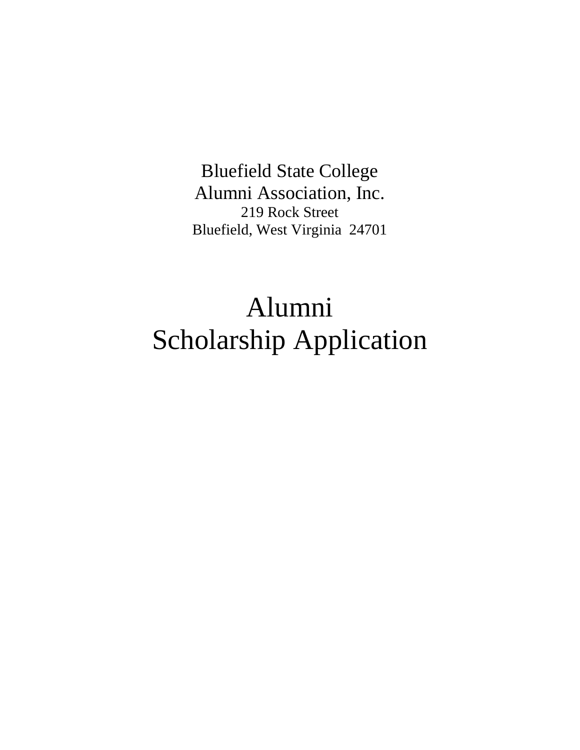Bluefield State College
Alumni Association, Inc.
219 Rock Street
Bluefield, West Virginia 24701

# Alumni
# Scholarship Application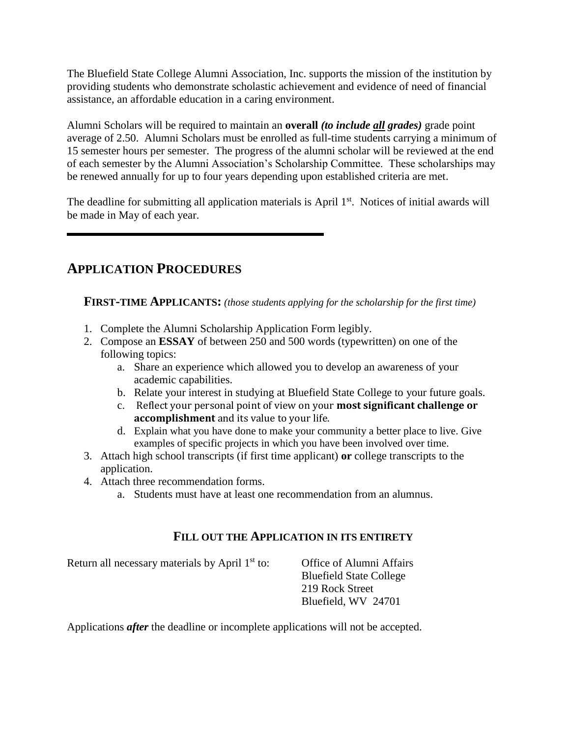The Bluefield State College Alumni Association, Inc. supports the mission of the institution by providing students who demonstrate scholastic achievement and evidence of need of financial assistance, an affordable education in a caring environment.

Alumni Scholars will be required to maintain an **overall** ***(to include <u>all</u> grades)*** grade point average of 2.50. Alumni Scholars must be enrolled as full-time students carrying a minimum of 15 semester hours per semester. The progress of the alumni scholar will be reviewed at the end of each semester by the Alumni Association's Scholarship Committee. These scholarships may be renewed annually for up to four years depending upon established criteria are met.

The deadline for submitting all application materials is April 1st. Notices of initial awards will be made in May of each year.

---

## APPLICATION PROCEDURES

### FIRST-TIME APPLICANTS: *(those students applying for the scholarship for the first time)*

1. Complete the Alumni Scholarship Application Form legibly.
2. Compose an **ESSAY** of between 250 and 500 words (typewritten) on one of the following topics:
   a. Share an experience which allowed you to develop an awareness of your academic capabilities.
   b. Relate your interest in studying at Bluefield State College to your future goals.
   c. Reflect your personal point of view on your **most significant challenge or accomplishment** and its value to your life.
   d. Explain what you have done to make your community a better place to live. Give examples of specific projects in which you have been involved over time.
3. Attach high school transcripts (if first time applicant) **or** college transcripts to the application.
4. Attach three recommendation forms.
   a. Students must have at least one recommendation from an alumnus.

### FILL OUT THE APPLICATION IN ITS ENTIRETY

Return all necessary materials by April 1st to:

Office of Alumni Affairs
Bluefield State College
219 Rock Street
Bluefield, WV 24701

Applications ***after*** the deadline or incomplete applications will not be accepted.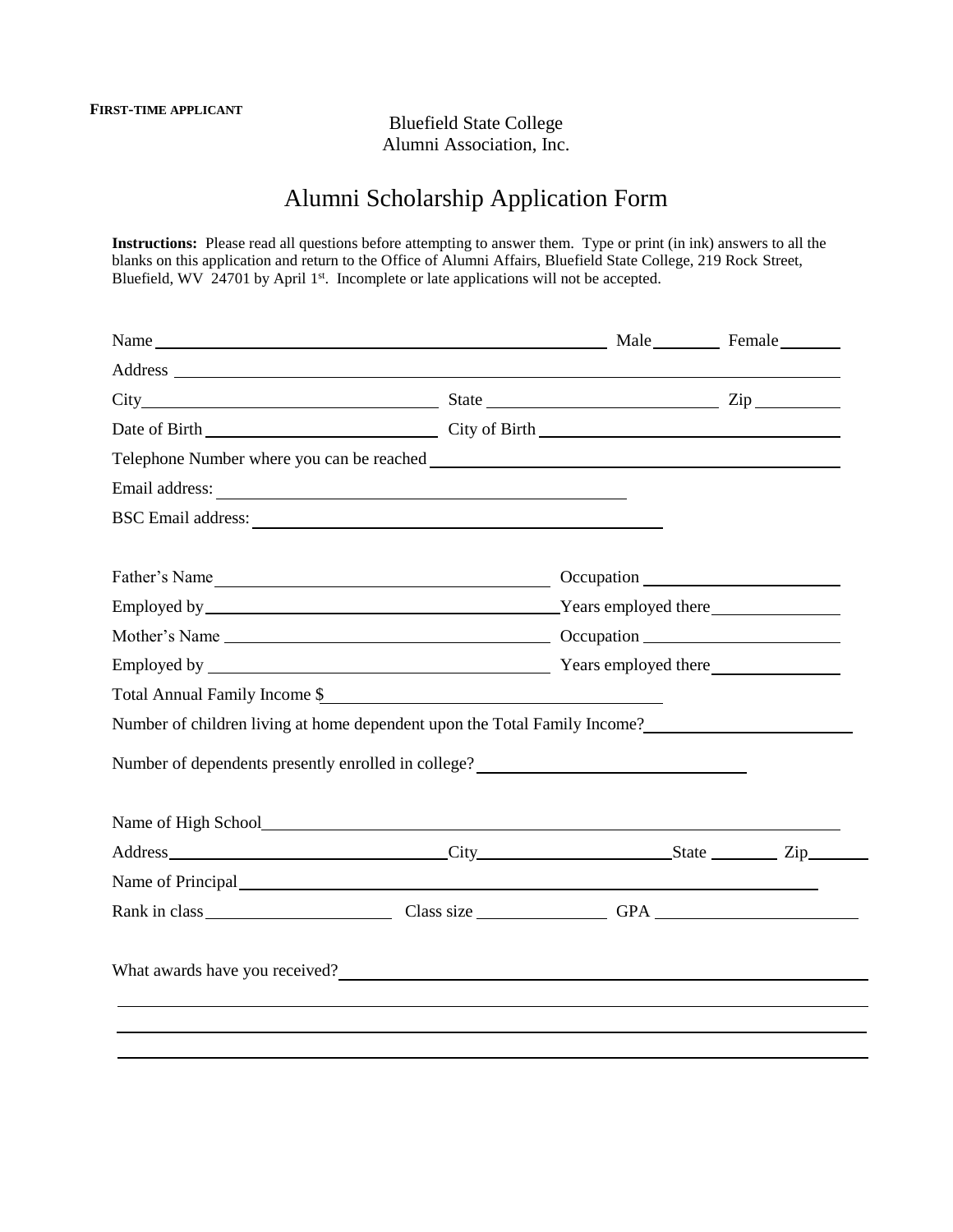**FIRST-TIME APPLICANT**

Bluefield State College
Alumni Association, Inc.

# Alumni Scholarship Application Form

**Instructions:** Please read all questions before attempting to answer them. Type or print (in ink) answers to all the blanks on this application and return to the Office of Alumni Affairs, Bluefield State College, 219 Rock Street, Bluefield, WV 24701 by April 1st. Incomplete or late applications will not be accepted.

Name ______________________________ Male ________ Female ________

Address ______________________________

City ______________________________ State ______________________________ Zip __________

Date of Birth ______________________________ City of Birth ______________________________

Telephone Number where you can be reached ______________________________

Email address: ______________________________

BSC Email address: ______________________________

Father's Name ______________________________ Occupation ______________________________

Employed by ______________________________ Years employed there ______________________________

Mother's Name ______________________________ Occupation ______________________________

Employed by ______________________________ Years employed there ______________________________

Total Annual Family Income $ ______________________________

Number of children living at home dependent upon the Total Family Income? ______________________________

Number of dependents presently enrolled in college? ______________________________

Name of High School ______________________________

Address ______________________________ City ______________________________ State ________ Zip ________

Name of Principal ______________________________

Rank in class ______________________________ Class size ______________________________ GPA ______________________________

What awards have you received? ______________________________

______________________________

______________________________

______________________________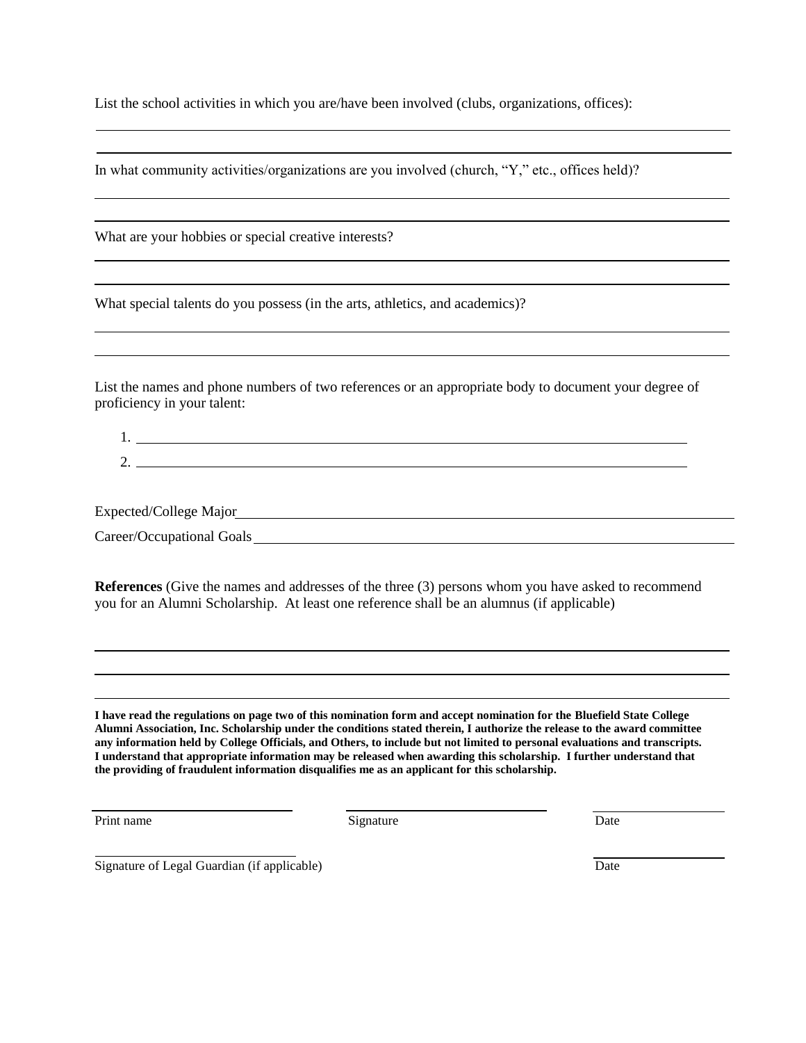List the school activities in which you are/have been involved (clubs, organizations, offices):

In what community activities/organizations are you involved (church, "Y," etc., offices held)?

What are your hobbies or special creative interests?

What special talents do you possess (in the arts, athletics, and academics)?

List the names and phone numbers of two references or an appropriate body to document your degree of proficiency in your talent:

1. 
2. 

Expected/College Major

Career/Occupational Goals

**References** (Give the names and addresses of the three (3) persons whom you have asked to recommend you for an Alumni Scholarship. At least one reference shall be an alumnus (if applicable)

**I have read the regulations on page two of this nomination form and accept nomination for the Bluefield State College Alumni Association, Inc. Scholarship under the conditions stated therein, I authorize the release to the award committee any information held by College Officials, and Others, to include but not limited to personal evaluations and transcripts. I understand that appropriate information may be released when awarding this scholarship. I further understand that the providing of fraudulent information disqualifies me as an applicant for this scholarship.**

Print name Signature Date

Signature of Legal Guardian (if applicable) Date